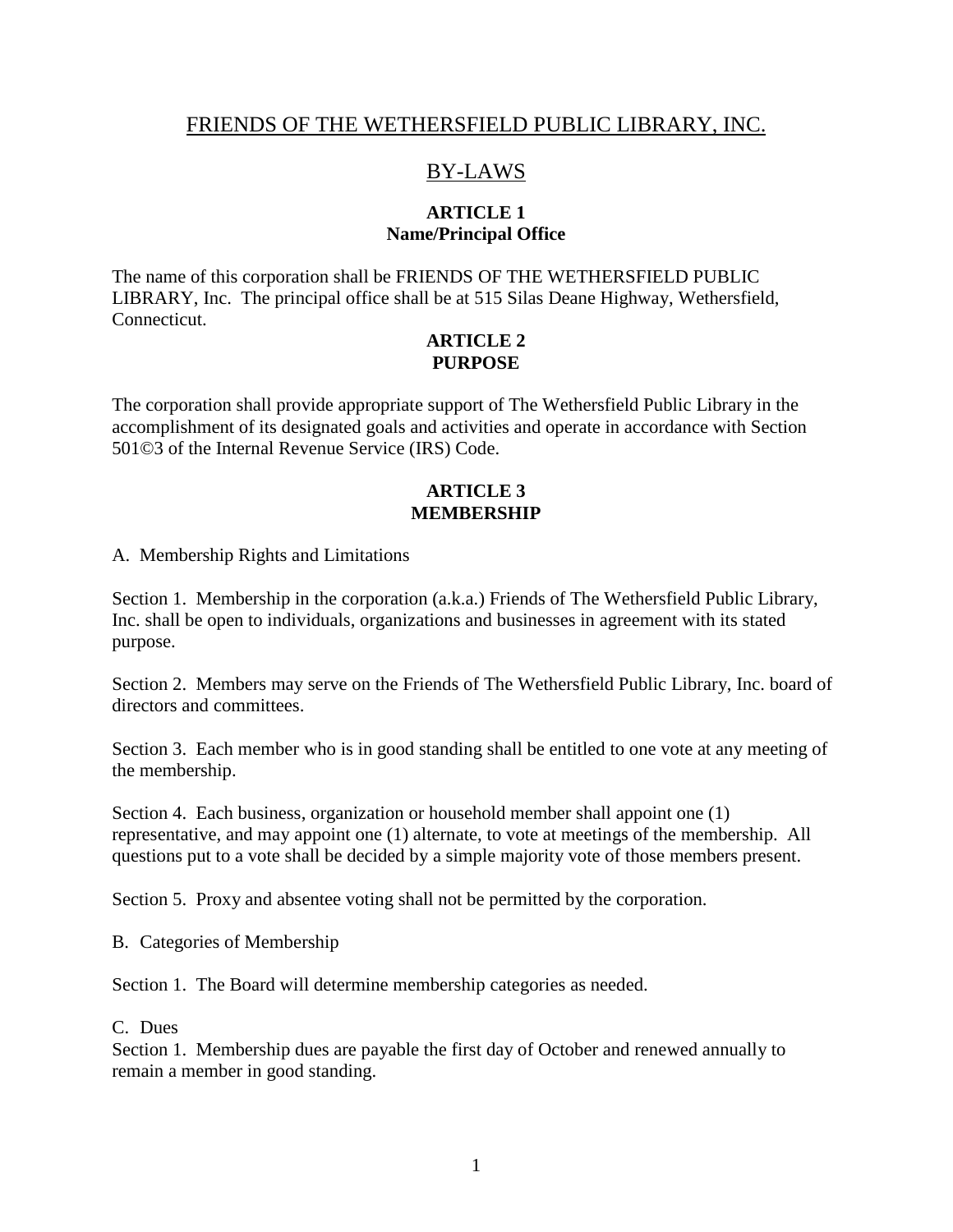# FRIENDS OF THE WETHERSFIELD PUBLIC LIBRARY, INC.

## BY-LAWS

### ARTICLE 1
### Name/Principal Office

The name of this corporation shall be FRIENDS OF THE WETHERSFIELD PUBLIC LIBRARY, Inc. The principal office shall be at 515 Silas Deane Highway, Wethersfield, Connecticut.

### ARTICLE 2
### PURPOSE

The corporation shall provide appropriate support of The Wethersfield Public Library in the accomplishment of its designated goals and activities and operate in accordance with Section 501©3 of the Internal Revenue Service (IRS) Code.

### ARTICLE 3
### MEMBERSHIP

A. Membership Rights and Limitations

Section 1. Membership in the corporation (a.k.a.) Friends of The Wethersfield Public Library, Inc. shall be open to individuals, organizations and businesses in agreement with its stated purpose.

Section 2. Members may serve on the Friends of The Wethersfield Public Library, Inc. board of directors and committees.

Section 3. Each member who is in good standing shall be entitled to one vote at any meeting of the membership.

Section 4. Each business, organization or household member shall appoint one (1) representative, and may appoint one (1) alternate, to vote at meetings of the membership. All questions put to a vote shall be decided by a simple majority vote of those members present.

Section 5. Proxy and absentee voting shall not be permitted by the corporation.

B. Categories of Membership

Section 1. The Board will determine membership categories as needed.

C. Dues

Section 1. Membership dues are payable the first day of October and renewed annually to remain a member in good standing.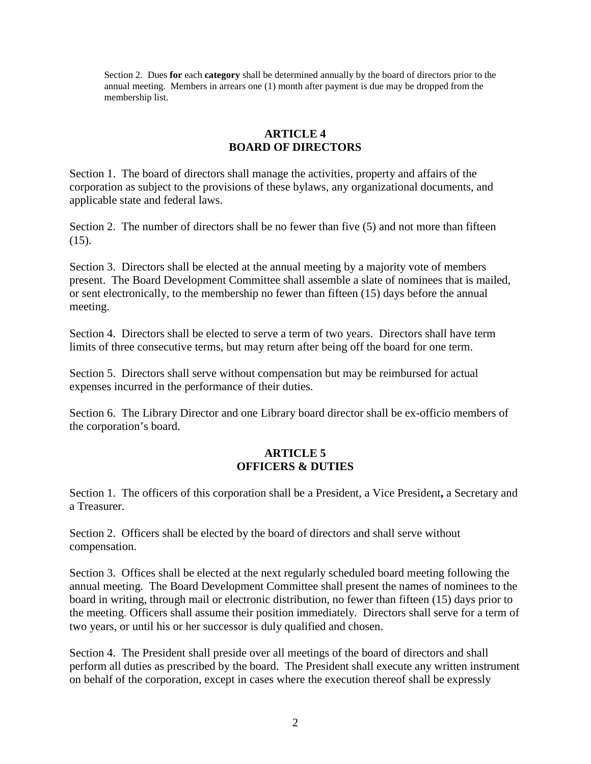Section 2. Dues **for** each **category** shall be determined annually by the board of directors prior to the annual meeting. Members in arrears one (1) month after payment is due may be dropped from the membership list.

## ARTICLE 4
## BOARD OF DIRECTORS

Section 1. The board of directors shall manage the activities, property and affairs of the corporation as subject to the provisions of these bylaws, any organizational documents, and applicable state and federal laws.

Section 2. The number of directors shall be no fewer than five (5) and not more than fifteen (15).

Section 3. Directors shall be elected at the annual meeting by a majority vote of members present. The Board Development Committee shall assemble a slate of nominees that is mailed, or sent electronically, to the membership no fewer than fifteen (15) days before the annual meeting.

Section 4. Directors shall be elected to serve a term of two years. Directors shall have term limits of three consecutive terms, but may return after being off the board for one term.

Section 5. Directors shall serve without compensation but may be reimbursed for actual expenses incurred in the performance of their duties.

Section 6. The Library Director and one Library board director shall be ex-officio members of the corporation's board.

## ARTICLE 5
## OFFICERS & DUTIES

Section 1. The officers of this corporation shall be a President, a Vice President**,** a Secretary and a Treasurer.

Section 2. Officers shall be elected by the board of directors and shall serve without compensation.

Section 3. Offices shall be elected at the next regularly scheduled board meeting following the annual meeting. The Board Development Committee shall present the names of nominees to the board in writing, through mail or electronic distribution, no fewer than fifteen (15) days prior to the meeting. Officers shall assume their position immediately. Directors shall serve for a term of two years, or until his or her successor is duly qualified and chosen.

Section 4. The President shall preside over all meetings of the board of directors and shall perform all duties as prescribed by the board. The President shall execute any written instrument on behalf of the corporation, except in cases where the execution thereof shall be expressly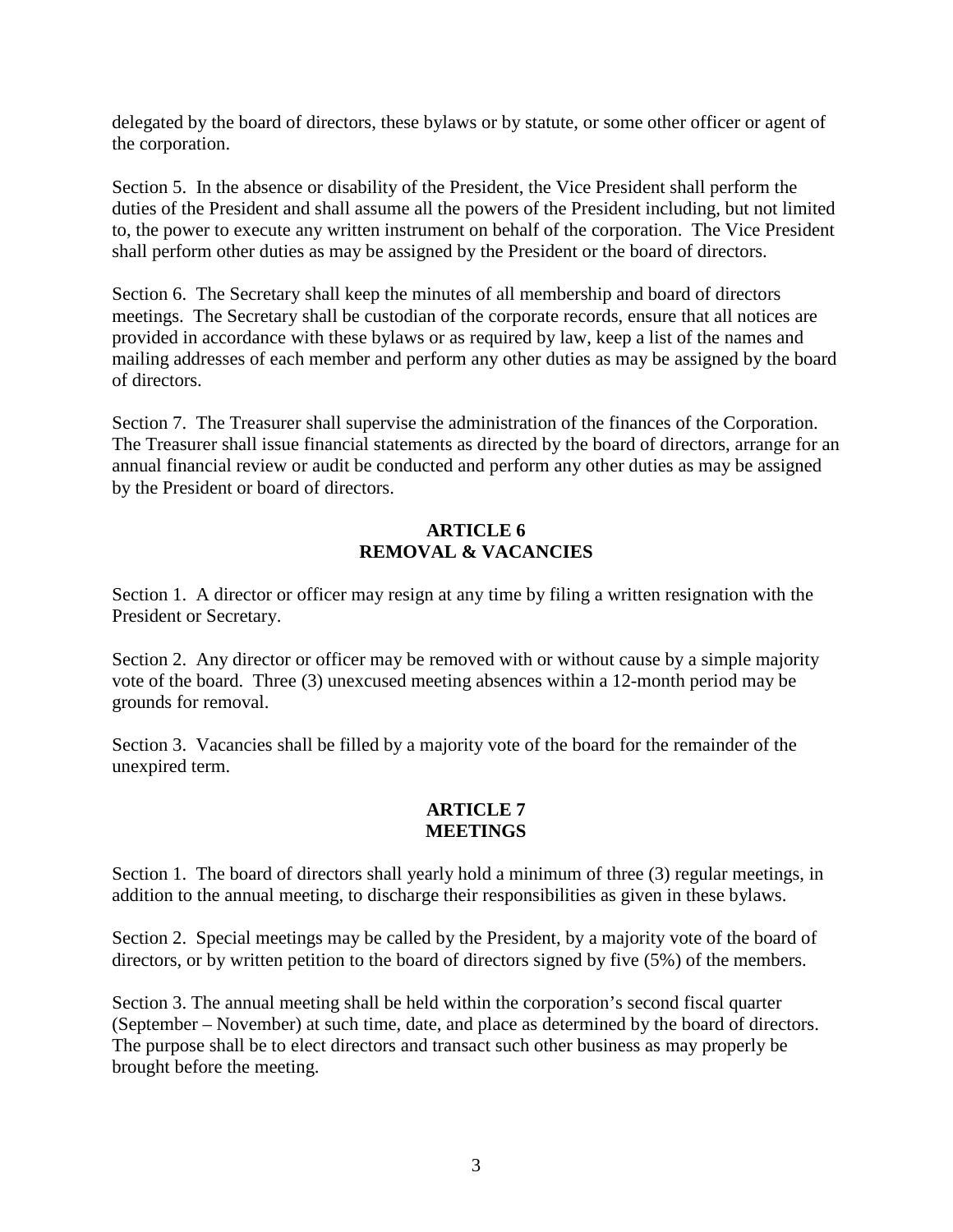delegated by the board of directors, these bylaws or by statute, or some other officer or agent of the corporation.

Section 5. In the absence or disability of the President, the Vice President shall perform the duties of the President and shall assume all the powers of the President including, but not limited to, the power to execute any written instrument on behalf of the corporation. The Vice President shall perform other duties as may be assigned by the President or the board of directors.

Section 6. The Secretary shall keep the minutes of all membership and board of directors meetings. The Secretary shall be custodian of the corporate records, ensure that all notices are provided in accordance with these bylaws or as required by law, keep a list of the names and mailing addresses of each member and perform any other duties as may be assigned by the board of directors.

Section 7. The Treasurer shall supervise the administration of the finances of the Corporation. The Treasurer shall issue financial statements as directed by the board of directors, arrange for an annual financial review or audit be conducted and perform any other duties as may be assigned by the President or board of directors.

## ARTICLE 6
## REMOVAL & VACANCIES

Section 1. A director or officer may resign at any time by filing a written resignation with the President or Secretary.

Section 2. Any director or officer may be removed with or without cause by a simple majority vote of the board. Three (3) unexcused meeting absences within a 12-month period may be grounds for removal.

Section 3. Vacancies shall be filled by a majority vote of the board for the remainder of the unexpired term.

## ARTICLE 7
## MEETINGS

Section 1. The board of directors shall yearly hold a minimum of three (3) regular meetings, in addition to the annual meeting, to discharge their responsibilities as given in these bylaws.

Section 2. Special meetings may be called by the President, by a majority vote of the board of directors, or by written petition to the board of directors signed by five (5%) of the members.

Section 3. The annual meeting shall be held within the corporation's second fiscal quarter (September – November) at such time, date, and place as determined by the board of directors. The purpose shall be to elect directors and transact such other business as may properly be brought before the meeting.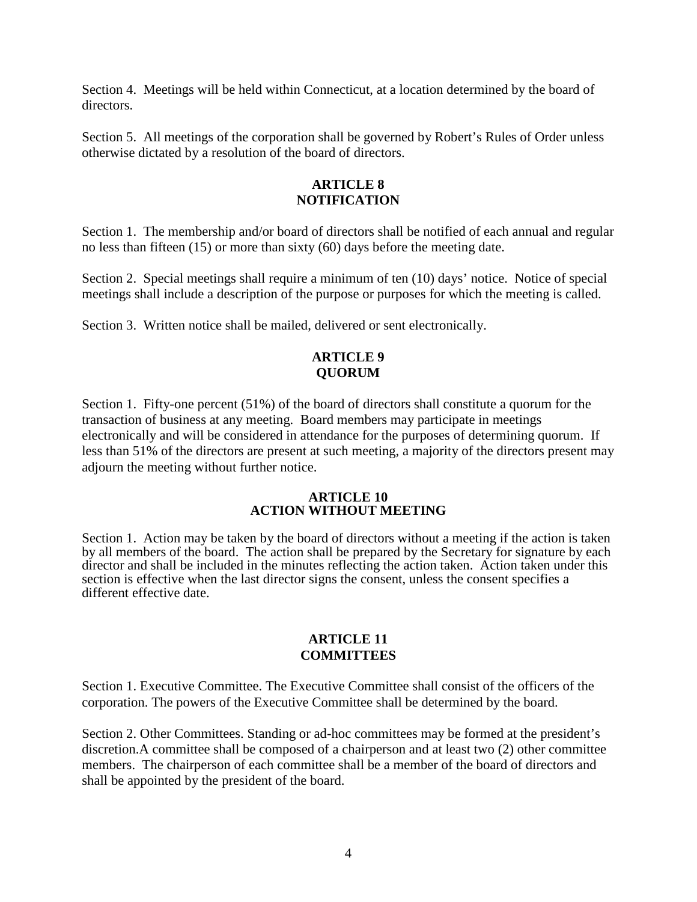Section 4. Meetings will be held within Connecticut, at a location determined by the board of directors.

Section 5. All meetings of the corporation shall be governed by Robert's Rules of Order unless otherwise dictated by a resolution of the board of directors.

## ARTICLE 8
## NOTIFICATION

Section 1. The membership and/or board of directors shall be notified of each annual and regular no less than fifteen (15) or more than sixty (60) days before the meeting date.

Section 2. Special meetings shall require a minimum of ten (10) days' notice. Notice of special meetings shall include a description of the purpose or purposes for which the meeting is called.

Section 3. Written notice shall be mailed, delivered or sent electronically.

## ARTICLE 9
## QUORUM

Section 1. Fifty-one percent (51%) of the board of directors shall constitute a quorum for the transaction of business at any meeting. Board members may participate in meetings electronically and will be considered in attendance for the purposes of determining quorum. If less than 51% of the directors are present at such meeting, a majority of the directors present may adjourn the meeting without further notice.

## ARTICLE 10
## ACTION WITHOUT MEETING

Section 1. Action may be taken by the board of directors without a meeting if the action is taken by all members of the board. The action shall be prepared by the Secretary for signature by each director and shall be included in the minutes reflecting the action taken. Action taken under this section is effective when the last director signs the consent, unless the consent specifies a different effective date.

## ARTICLE 11
## COMMITTEES

Section 1. Executive Committee. The Executive Committee shall consist of the officers of the corporation. The powers of the Executive Committee shall be determined by the board.

Section 2. Other Committees. Standing or ad-hoc committees may be formed at the president's discretion.A committee shall be composed of a chairperson and at least two (2) other committee members. The chairperson of each committee shall be a member of the board of directors and shall be appointed by the president of the board.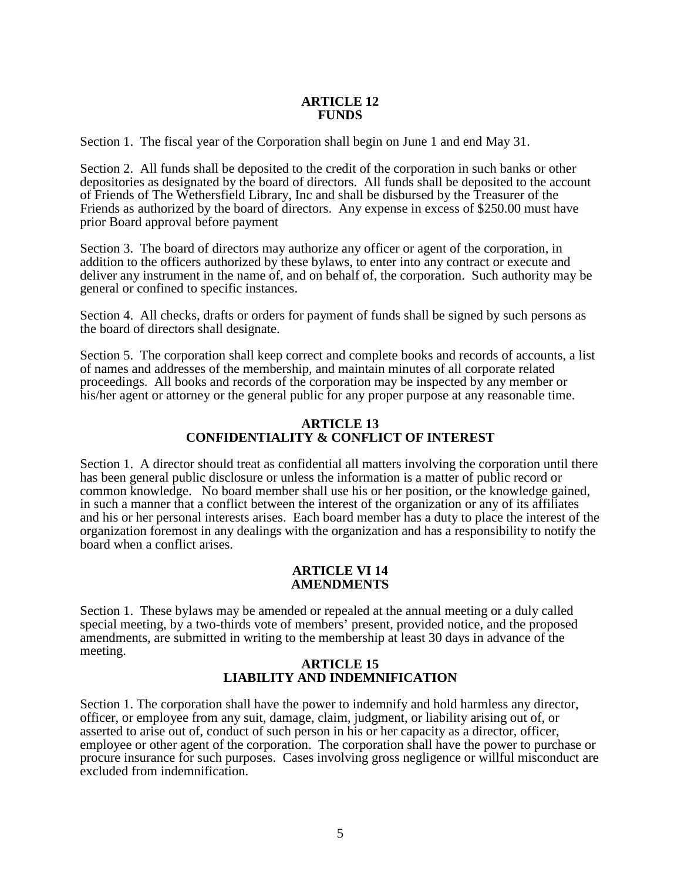## ARTICLE 12
## FUNDS

Section 1. The fiscal year of the Corporation shall begin on June 1 and end May 31.

Section 2. All funds shall be deposited to the credit of the corporation in such banks or other depositories as designated by the board of directors. All funds shall be deposited to the account of Friends of The Wethersfield Library, Inc and shall be disbursed by the Treasurer of the Friends as authorized by the board of directors. Any expense in excess of $250.00 must have prior Board approval before payment

Section 3. The board of directors may authorize any officer or agent of the corporation, in addition to the officers authorized by these bylaws, to enter into any contract or execute and deliver any instrument in the name of, and on behalf of, the corporation. Such authority may be general or confined to specific instances.

Section 4. All checks, drafts or orders for payment of funds shall be signed by such persons as the board of directors shall designate.

Section 5. The corporation shall keep correct and complete books and records of accounts, a list of names and addresses of the membership, and maintain minutes of all corporate related proceedings. All books and records of the corporation may be inspected by any member or his/her agent or attorney or the general public for any proper purpose at any reasonable time.

## ARTICLE 13
## CONFIDENTIALITY & CONFLICT OF INTEREST

Section 1. A director should treat as confidential all matters involving the corporation until there has been general public disclosure or unless the information is a matter of public record or common knowledge. No board member shall use his or her position, or the knowledge gained, in such a manner that a conflict between the interest of the organization or any of its affiliates and his or her personal interests arises. Each board member has a duty to place the interest of the organization foremost in any dealings with the organization and has a responsibility to notify the board when a conflict arises.

## ARTICLE VI 14
## AMENDMENTS

Section 1. These bylaws may be amended or repealed at the annual meeting or a duly called special meeting, by a two-thirds vote of members' present, provided notice, and the proposed amendments, are submitted in writing to the membership at least 30 days in advance of the meeting.

## ARTICLE 15
## LIABILITY AND INDEMNIFICATION

Section 1. The corporation shall have the power to indemnify and hold harmless any director, officer, or employee from any suit, damage, claim, judgment, or liability arising out of, or asserted to arise out of, conduct of such person in his or her capacity as a director, officer, employee or other agent of the corporation. The corporation shall have the power to purchase or procure insurance for such purposes. Cases involving gross negligence or willful misconduct are excluded from indemnification.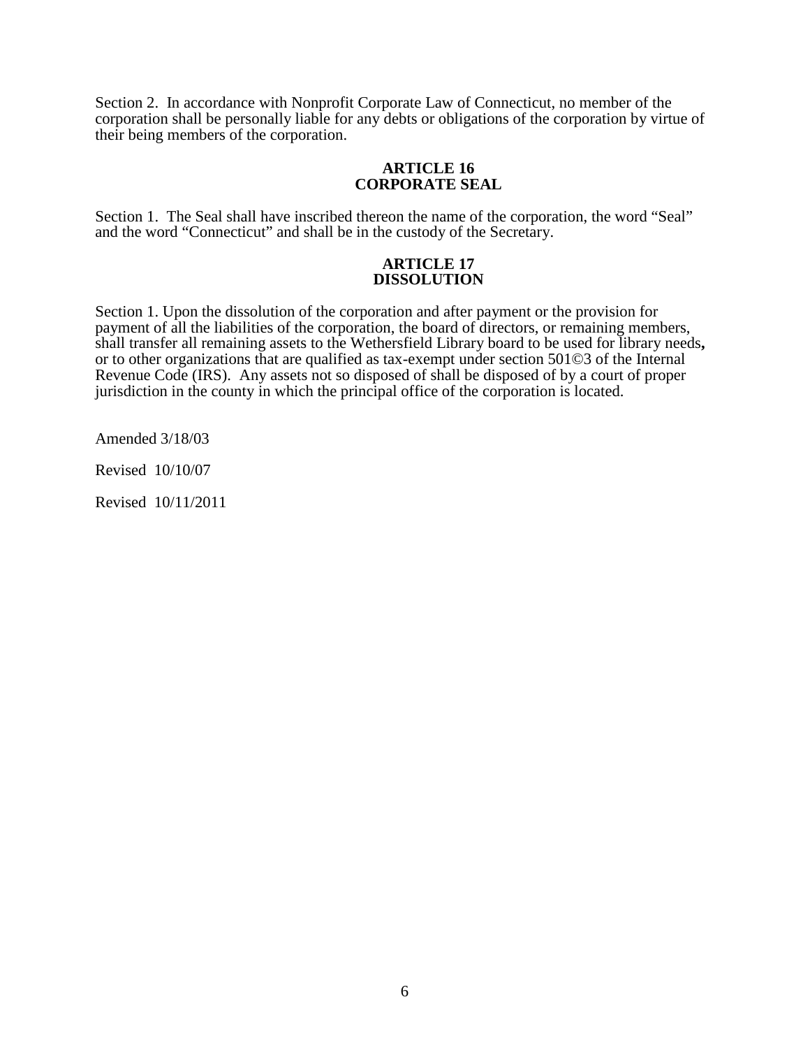Section 2. In accordance with Nonprofit Corporate Law of Connecticut, no member of the corporation shall be personally liable for any debts or obligations of the corporation by virtue of their being members of the corporation.

## ARTICLE 16
## CORPORATE SEAL

Section 1. The Seal shall have inscribed thereon the name of the corporation, the word "Seal" and the word "Connecticut" and shall be in the custody of the Secretary.

## ARTICLE 17
## DISSOLUTION

Section 1. Upon the dissolution of the corporation and after payment or the provision for payment of all the liabilities of the corporation, the board of directors, or remaining members, shall transfer all remaining assets to the Wethersfield Library board to be used for library needs**,** or to other organizations that are qualified as tax-exempt under section 501©3 of the Internal Revenue Code (IRS). Any assets not so disposed of shall be disposed of by a court of proper jurisdiction in the county in which the principal office of the corporation is located.

Amended 3/18/03

Revised 10/10/07

Revised 10/11/2011